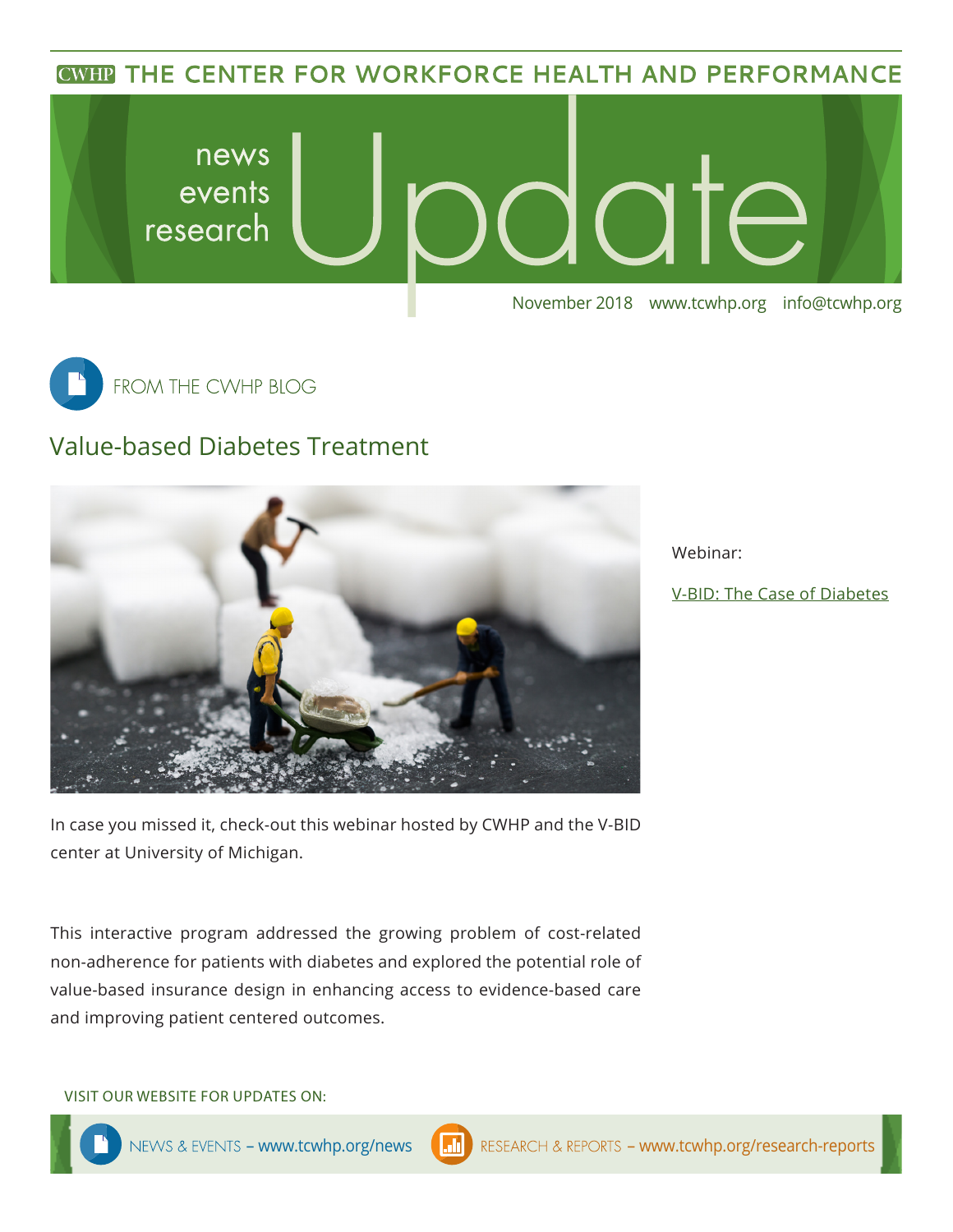# THE CENTER FOR WORKFORCE HEALTH AND PERFORMANCE

news
events
research

# Update

November 2018 www.tcwhp.org info@tcwhp.org

## FROM THE CWHP BLOG

## Value-based Diabetes Treatment

Webinar:

V-BID: The Case of Diabetes

In case you missed it, check-out this webinar hosted by CWHP and the V-BID center at University of Michigan.

This interactive program addressed the growing problem of cost-related non-adherence for patients with diabetes and explored the potential role of value-based insurance design in enhancing access to evidence-based care and improving patient centered outcomes.

VISIT OUR WEBSITE FOR UPDATES ON:

NEWS & EVENTS – www.tcwhp.org/news

RESEARCH & REPORTS – www.tcwhp.org/research-reports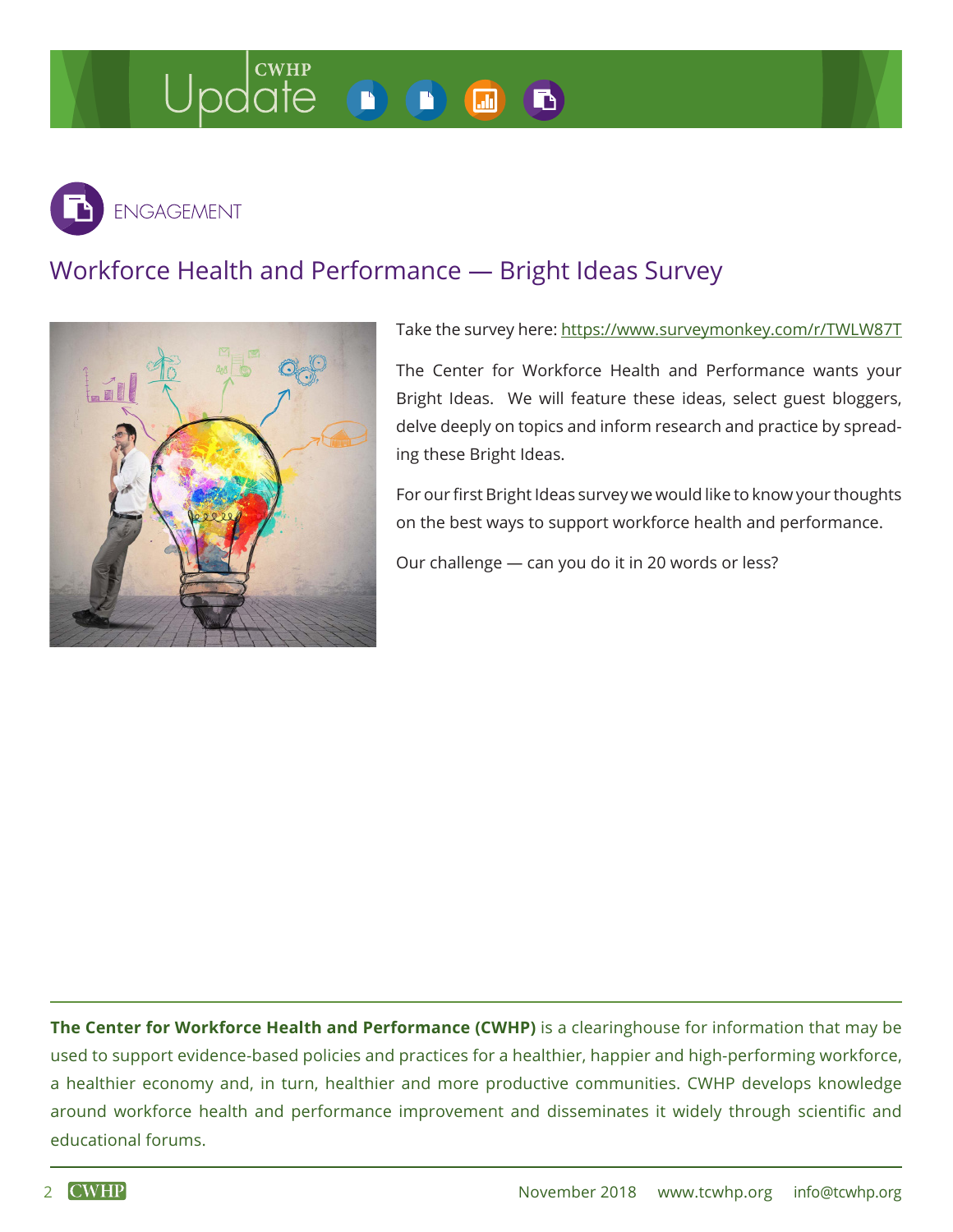# ENGAGEMENT

## Workforce Health and Performance — Bright Ideas Survey

Take the survey here: https://www.surveymonkey.com/r/TWLW87T

The Center for Workforce Health and Performance wants your Bright Ideas. We will feature these ideas, select guest bloggers, delve deeply on topics and inform research and practice by spreading these Bright Ideas.

For our first Bright Ideas survey we would like to know your thoughts on the best ways to support workforce health and performance.

Our challenge — can you do it in 20 words or less?

---

**The Center for Workforce Health and Performance (CWHP)** is a clearinghouse for information that may be used to support evidence-based policies and practices for a healthier, happier and high-performing workforce, a healthier economy and, in turn, healthier and more productive communities. CWHP develops knowledge around workforce health and performance improvement and disseminates it widely through scientific and educational forums.